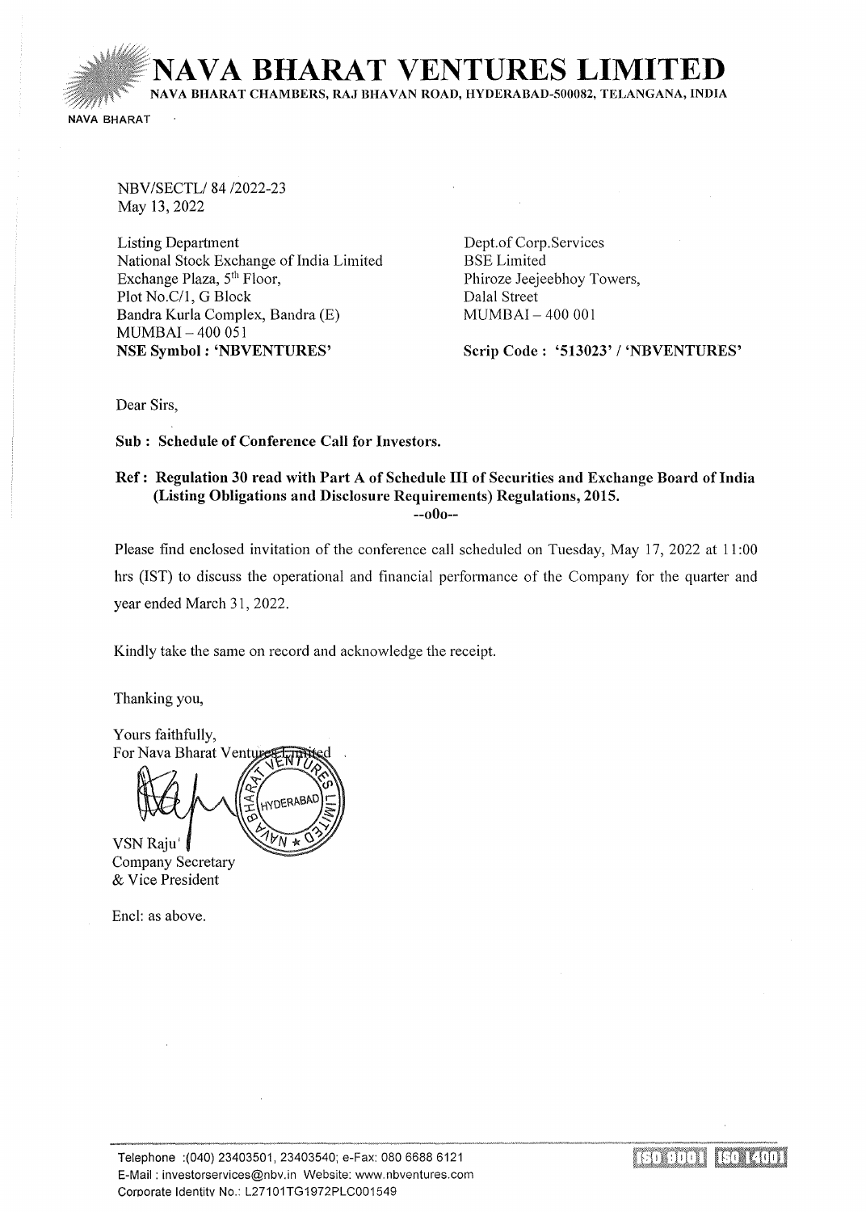# NAVA BHARAT VENTURES LIMITED

NAVA BHARAT CHAMBERS, RAJ BHAVAN ROAD, HYDERABAD-500082, TELANGANA, INDIA

NAVA BHARAT

NBV/SECTL/ 84 /2022-23
May 13, 2022

Listing Department
National Stock Exchange of India Limited
Exchange Plaza, 5th Floor,
Plot No.C/1, G Block
Bandra Kurla Complex, Bandra (E)
MUMBAI – 400 051
**NSE Symbol : 'NBVENTURES'**

Dept.of Corp.Services
BSE Limited
Phiroze Jeejeebhoy Towers,
Dalal Street
MUMBAI – 400 001

**Scrip Code : '513023' / 'NBVENTURES'**

Dear Sirs,

**Sub : Schedule of Conference Call for Investors.**

**Ref : Regulation 30 read with Part A of Schedule III of Securities and Exchange Board of India (Listing Obligations and Disclosure Requirements) Regulations, 2015.**

--o0o--

Please find enclosed invitation of the conference call scheduled on Tuesday, May 17, 2022 at 11:00 hrs (IST) to discuss the operational and financial performance of the Company for the quarter and year ended March 31, 2022.

Kindly take the same on record and acknowledge the receipt.

Thanking you,

Yours faithfully,
For Nava Bharat Ventures Limited

VSN Raju
Company Secretary
& Vice President

Encl: as above.

Telephone :(040) 23403501, 23403540; e-Fax: 080 6688 6121
E-Mail : investorservices@nbv.in Website: www.nbventures.com
Corporate Identity No.: L27101TG1972PLC001549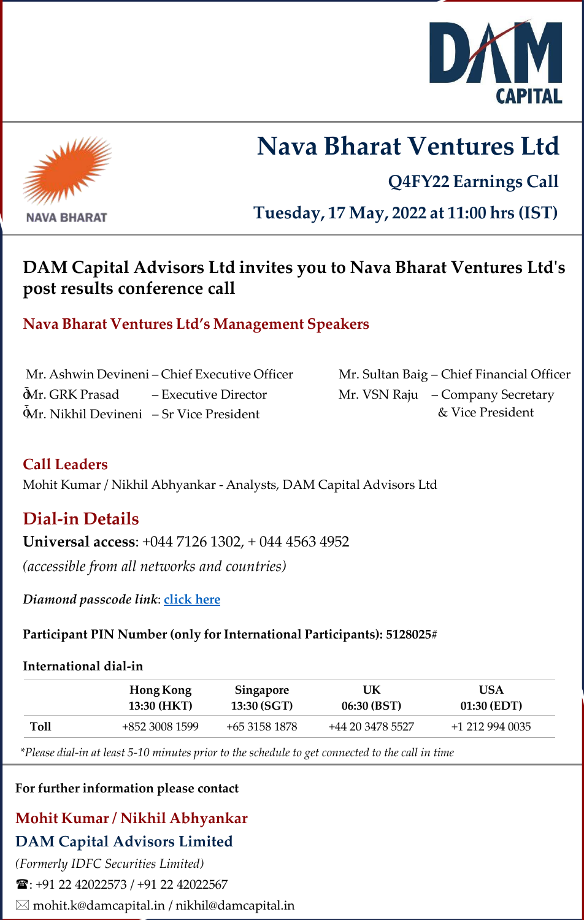DAM CAPITAL

NAVA BHARAT

# Nava Bharat Ventures Ltd

## Q4FY22 Earnings Call

## Tuesday, 17 May, 2022 at 11:00 hrs (IST)

### DAM Capital Advisors Ltd invites you to Nava Bharat Ventures Ltd's post results conference call

### Nava Bharat Ventures Ltd's Management Speakers

- Mr. Ashwin Devineni – Chief Executive Officer
- Mr. GRK Prasad – Executive Director
- Mr. Nikhil Devineni – Sr Vice President
- Mr. Sultan Baig – Chief Financial Officer
- Mr. VSN Raju – Company Secretary & Vice President

### Call Leaders

Mohit Kumar / Nikhil Abhyankar - Analysts, DAM Capital Advisors Ltd

## Dial-in Details

**Universal access**: +044 7126 1302, + 044 4563 4952

*(accessible from all networks and countries)*

***Diamond passcode link***: **click here**

**Participant PIN Number (only for International Participants): 5128025#**

**International dial-in**

| | Hong Kong 13:30 (HKT) | Singapore 13:30 (SGT) | UK 06:30 (BST) | USA 01:30 (EDT) |
|---|---|---|---|---|
| **Toll** | +852 3008 1599 | +65 3158 1878 | +44 20 3478 5527 | +1 212 994 0035 |

*\*Please dial-in at least 5-10 minutes prior to the schedule to get connected to the call in time*

**For further information please contact**

**Mohit Kumar / Nikhil Abhyankar**

**DAM Capital Advisors Limited**

*(Formerly IDFC Securities Limited)*

☎: +91 22 42022573 / +91 22 42022567

✉ mohit.k@damcapital.in / nikhil@damcapital.in